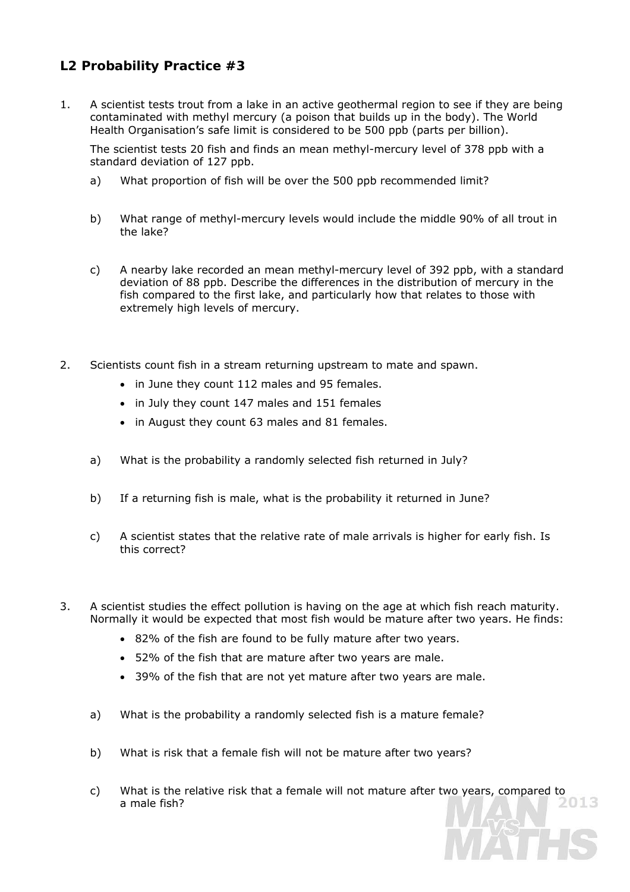## L2 Probability Practice #3

1. A scientist tests trout from a lake in an active geothermal region to see if they are being contaminated with methyl mercury (a poison that builds up in the body). The World Health Organisation's safe limit is considered to be 500 ppb (parts per billion).

   The scientist tests 20 fish and finds an mean methyl-mercury level of 378 ppb with a standard deviation of 127 ppb.

   a) What proportion of fish will be over the 500 ppb recommended limit?

   b) What range of methyl-mercury levels would include the middle 90% of all trout in the lake?

   c) A nearby lake recorded an mean methyl-mercury level of 392 ppb, with a standard deviation of 88 ppb. Describe the differences in the distribution of mercury in the fish compared to the first lake, and particularly how that relates to those with extremely high levels of mercury.

2. Scientists count fish in a stream returning upstream to mate and spawn.

   - in June they count 112 males and 95 females.
   - in July they count 147 males and 151 females
   - in August they count 63 males and 81 females.

   a) What is the probability a randomly selected fish returned in July?

   b) If a returning fish is male, what is the probability it returned in June?

   c) A scientist states that the relative rate of male arrivals is higher for early fish. Is this correct?

3. A scientist studies the effect pollution is having on the age at which fish reach maturity. Normally it would be expected that most fish would be mature after two years. He finds:

   - 82% of the fish are found to be fully mature after two years.
   - 52% of the fish that are mature after two years are male.
   - 39% of the fish that are not yet mature after two years are male.

   a) What is the probability a randomly selected fish is a mature female?

   b) What is risk that a female fish will not be mature after two years?

   c) What is the relative risk that a female will not mature after two years, compared to a male fish?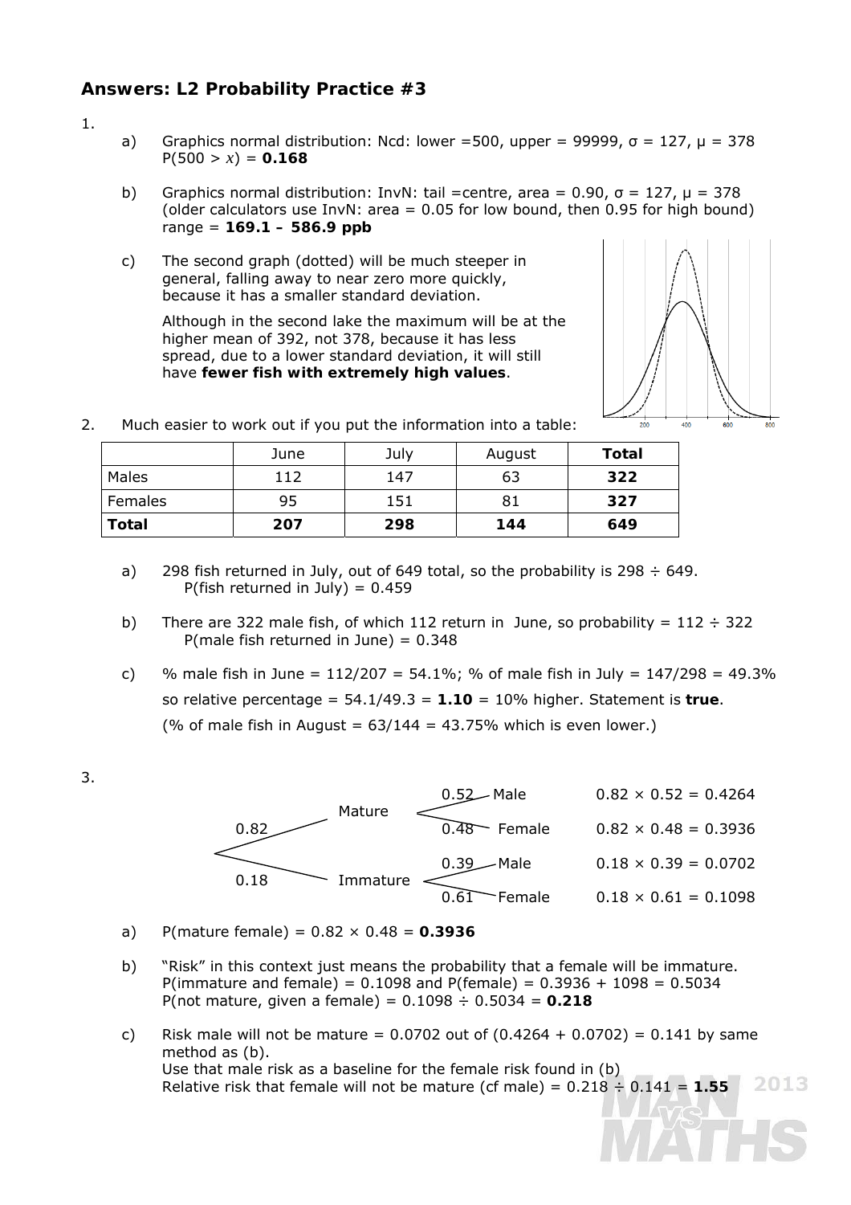## Answers: L2 Probability Practice #3

1.

a) Graphics normal distribution: Ncd: lower =500, upper = 99999, σ = 127, μ = 378
P(500 > $x$) = **0.168**

b) Graphics normal distribution: InvN: tail =centre, area = 0.90, σ = 127, μ = 378
(older calculators use InvN: area = 0.05 for low bound, then 0.95 for high bound)
range = **169.1 – 586.9 ppb**

c) The second graph (dotted) will be much steeper in general, falling away to near zero more quickly, because it has a smaller standard deviation.

Although in the second lake the maximum will be at the higher mean of 392, not 378, because it has less spread, due to a lower standard deviation, it will still have **fewer fish with extremely high values**.

200
400
600
800

2. Much easier to work out if you put the information into a table:

| | June | July | August | **Total** |
|---|---|---|---|---|
| Males | 112 | 147 | 63 | **322** |
| Females | 95 | 151 | 81 | **327** |
| **Total** | **207** | **298** | **144** | **649** |

a) 298 fish returned in July, out of 649 total, so the probability is 298 ÷ 649.
P(fish returned in July) = 0.459

b) There are 322 male fish, of which 112 return in June, so probability = 112 ÷ 322
P(male fish returned in June) = 0.348

c) % male fish in June = 112/207 = 54.1%; % of male fish in July = 147/298 = 49.3%
so relative percentage = 54.1/49.3 = **1.10** = 10% higher. Statement is **true**.
(% of male fish in August = 63/144 = 43.75% which is even lower.)

3.

0.82 → Mature → 0.52 Male: 0.82 × 0.52 = 0.4264
0.82 → Mature → 0.48 Female: 0.82 × 0.48 = 0.3936
0.18 → Immature → 0.39 Male: 0.18 × 0.39 = 0.0702
0.18 → Immature → 0.61 Female: 0.18 × 0.61 = 0.1098

a) P(mature female) = 0.82 × 0.48 = **0.3936**

b) "Risk" in this context just means the probability that a female will be immature.
P(immature and female) = 0.1098 and P(female) = 0.3936 + 1098 = 0.5034
P(not mature, given a female) = 0.1098 ÷ 0.5034 = **0.218**

c) Risk male will not be mature = 0.0702 out of (0.4264 + 0.0702) = 0.141 by same method as (b).
Use that male risk as a baseline for the female risk found in (b)
Relative risk that female will not be mature (cf male) = 0.218 ÷ 0.141 = **1.55**